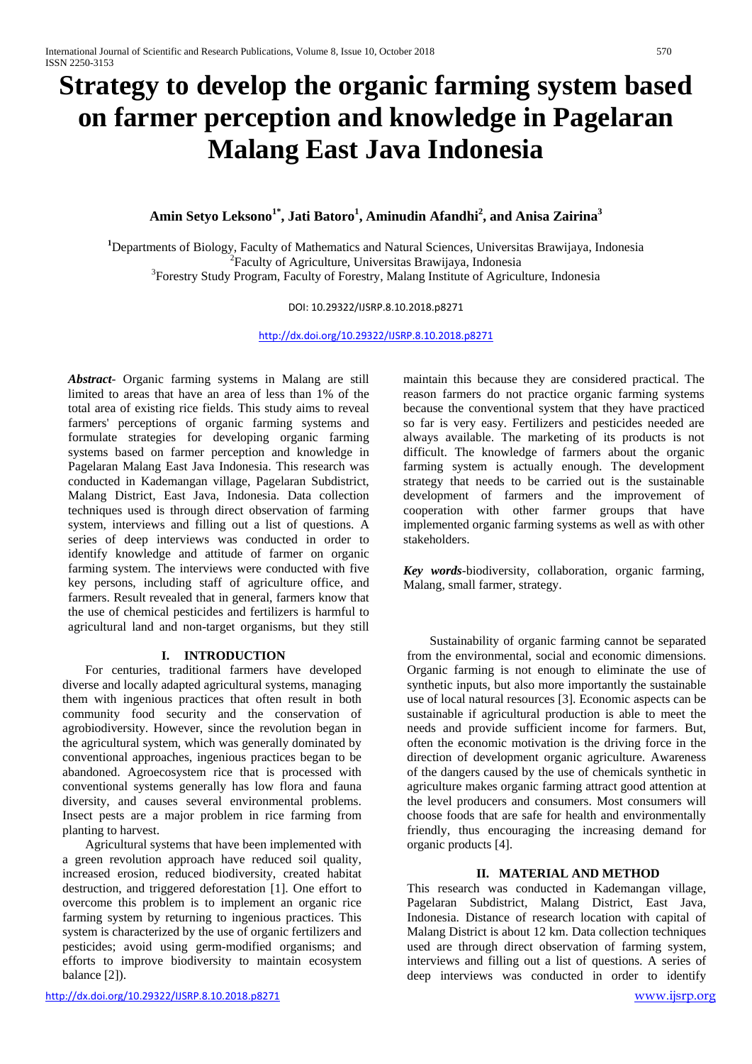# Strategy to develop the organic farming system based on farmer perception and knowledge in Pagelaran Malang East Java Indonesia

**Amin Setyo Leksono[1*], Jati Batoro[1], Aminudin Afandhi[2], and Anisa Zairina[3]**

[1]Departments of Biology, Faculty of Mathematics and Natural Sciences, Universitas Brawijaya, Indonesia
[2]Faculty of Agriculture, Universitas Brawijaya, Indonesia
[3]Forestry Study Program, Faculty of Forestry, Malang Institute of Agriculture, Indonesia

DOI: 10.29322/IJSRP.8.10.2018.p8271

http://dx.doi.org/10.29322/IJSRP.8.10.2018.p8271

***Abstract***- Organic farming systems in Malang are still limited to areas that have an area of less than 1% of the total area of existing rice fields. This study aims to reveal farmers' perceptions of organic farming systems and formulate strategies for developing organic farming systems based on farmer perception and knowledge in Pagelaran Malang East Java Indonesia. This research was conducted in Kademangan village, Pagelaran Subdistrict, Malang District, East Java, Indonesia. Data collection techniques used is through direct observation of farming system, interviews and filling out a list of questions. A series of deep interviews was conducted in order to identify knowledge and attitude of farmer on organic farming system. The interviews were conducted with five key persons, including staff of agriculture office, and farmers. Result revealed that in general, farmers know that the use of chemical pesticides and fertilizers is harmful to agricultural land and non-target organisms, but they still maintain this because they are considered practical. The reason farmers do not practice organic farming systems because the conventional system that they have practiced so far is very easy. Fertilizers and pesticides needed are always available. The marketing of its products is not difficult. The knowledge of farmers about the organic farming system is actually enough. The development strategy that needs to be carried out is the sustainable development of farmers and the improvement of cooperation with other farmer groups that have implemented organic farming systems as well as with other stakeholders.

***Key words***-biodiversity, collaboration, organic farming, Malang, small farmer, strategy.

## I. INTRODUCTION

For centuries, traditional farmers have developed diverse and locally adapted agricultural systems, managing them with ingenious practices that often result in both community food security and the conservation of agrobiodiversity. However, since the revolution began in the agricultural system, which was generally dominated by conventional approaches, ingenious practices began to be abandoned. Agroecosystem rice that is processed with conventional systems generally has low flora and fauna diversity, and causes several environmental problems. Insect pests are a major problem in rice farming from planting to harvest.

Agricultural systems that have been implemented with a green revolution approach have reduced soil quality, increased erosion, reduced biodiversity, created habitat destruction, and triggered deforestation [1]. One effort to overcome this problem is to implement an organic rice farming system by returning to ingenious practices. This system is characterized by the use of organic fertilizers and pesticides; avoid using germ-modified organisms; and efforts to improve biodiversity to maintain ecosystem balance [2]).

Sustainability of organic farming cannot be separated from the environmental, social and economic dimensions. Organic farming is not enough to eliminate the use of synthetic inputs, but also more importantly the sustainable use of local natural resources [3]. Economic aspects can be sustainable if agricultural production is able to meet the needs and provide sufficient income for farmers. But, often the economic motivation is the driving force in the direction of development organic agriculture. Awareness of the dangers caused by the use of chemicals synthetic in agriculture makes organic farming attract good attention at the level producers and consumers. Most consumers will choose foods that are safe for health and environmentally friendly, thus encouraging the increasing demand for organic products [4].

## II. MATERIAL AND METHOD

This research was conducted in Kademangan village, Pagelaran Subdistrict, Malang District, East Java, Indonesia. Distance of research location with capital of Malang District is about 12 km. Data collection techniques used are through direct observation of farming system, interviews and filling out a list of questions. A series of deep interviews was conducted in order to identify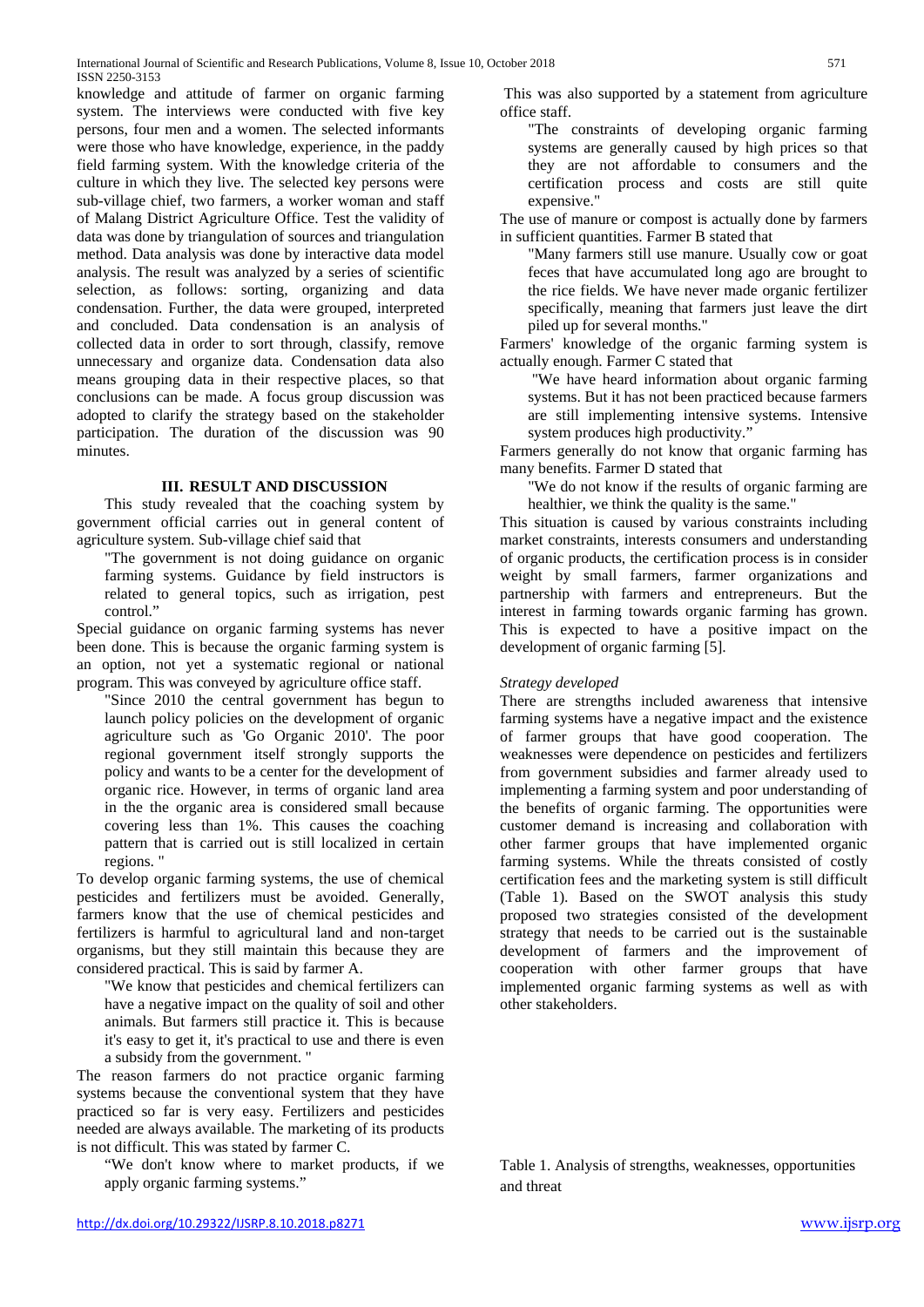knowledge and attitude of farmer on organic farming system. The interviews were conducted with five key persons, four men and a women. The selected informants were those who have knowledge, experience, in the paddy field farming system. With the knowledge criteria of the culture in which they live. The selected key persons were sub-village chief, two farmers, a worker woman and staff of Malang District Agriculture Office. Test the validity of data was done by triangulation of sources and triangulation method. Data analysis was done by interactive data model analysis. The result was analyzed by a series of scientific selection, as follows: sorting, organizing and data condensation. Further, the data were grouped, interpreted and concluded. Data condensation is an analysis of collected data in order to sort through, classify, remove unnecessary and organize data. Condensation data also means grouping data in their respective places, so that conclusions can be made. A focus group discussion was adopted to clarify the strategy based on the stakeholder participation. The duration of the discussion was 90 minutes.

## III. RESULT AND DISCUSSION

This study revealed that the coaching system by government official carries out in general content of agriculture system. Sub-village chief said that

> "The government is not doing guidance on organic farming systems. Guidance by field instructors is related to general topics, such as irrigation, pest control."

Special guidance on organic farming systems has never been done. This is because the organic farming system is an option, not yet a systematic regional or national program. This was conveyed by agriculture office staff.

> "Since 2010 the central government has begun to launch policy policies on the development of organic agriculture such as 'Go Organic 2010'. The poor regional government itself strongly supports the policy and wants to be a center for the development of organic rice. However, in terms of organic land area in the the organic area is considered small because covering less than 1%. This causes the coaching pattern that is carried out is still localized in certain regions. "

To develop organic farming systems, the use of chemical pesticides and fertilizers must be avoided. Generally, farmers know that the use of chemical pesticides and fertilizers is harmful to agricultural land and non-target organisms, but they still maintain this because they are considered practical. This is said by farmer A.

> "We know that pesticides and chemical fertilizers can have a negative impact on the quality of soil and other animals. But farmers still practice it. This is because it's easy to get it, it's practical to use and there is even a subsidy from the government. "

The reason farmers do not practice organic farming systems because the conventional system that they have practiced so far is very easy. Fertilizers and pesticides needed are always available. The marketing of its products is not difficult. This was stated by farmer C.

> "We don't know where to market products, if we apply organic farming systems."

This was also supported by a statement from agriculture office staff.

> "The constraints of developing organic farming systems are generally caused by high prices so that they are not affordable to consumers and the certification process and costs are still quite expensive."

The use of manure or compost is actually done by farmers in sufficient quantities. Farmer B stated that

> "Many farmers still use manure. Usually cow or goat feces that have accumulated long ago are brought to the rice fields. We have never made organic fertilizer specifically, meaning that farmers just leave the dirt piled up for several months."

Farmers' knowledge of the organic farming system is actually enough. Farmer C stated that

> "We have heard information about organic farming systems. But it has not been practiced because farmers are still implementing intensive systems. Intensive system produces high productivity."

Farmers generally do not know that organic farming has many benefits. Farmer D stated that

> "We do not know if the results of organic farming are healthier, we think the quality is the same."

This situation is caused by various constraints including market constraints, interests consumers and understanding of organic products, the certification process is in consider weight by small farmers, farmer organizations and partnership with farmers and entrepreneurs. But the interest in farming towards organic farming has grown. This is expected to have a positive impact on the development of organic farming [5].

*Strategy developed*

There are strengths included awareness that intensive farming systems have a negative impact and the existence of farmer groups that have good cooperation. The weaknesses were dependence on pesticides and fertilizers from government subsidies and farmer already used to implementing a farming system and poor understanding of the benefits of organic farming. The opportunities were customer demand is increasing and collaboration with other farmer groups that have implemented organic farming systems. While the threats consisted of costly certification fees and the marketing system is still difficult (Table 1). Based on the SWOT analysis this study proposed two strategies consisted of the development strategy that needs to be carried out is the sustainable development of farmers and the improvement of cooperation with other farmer groups that have implemented organic farming systems as well as with other stakeholders.

Table 1. Analysis of strengths, weaknesses, opportunities and threat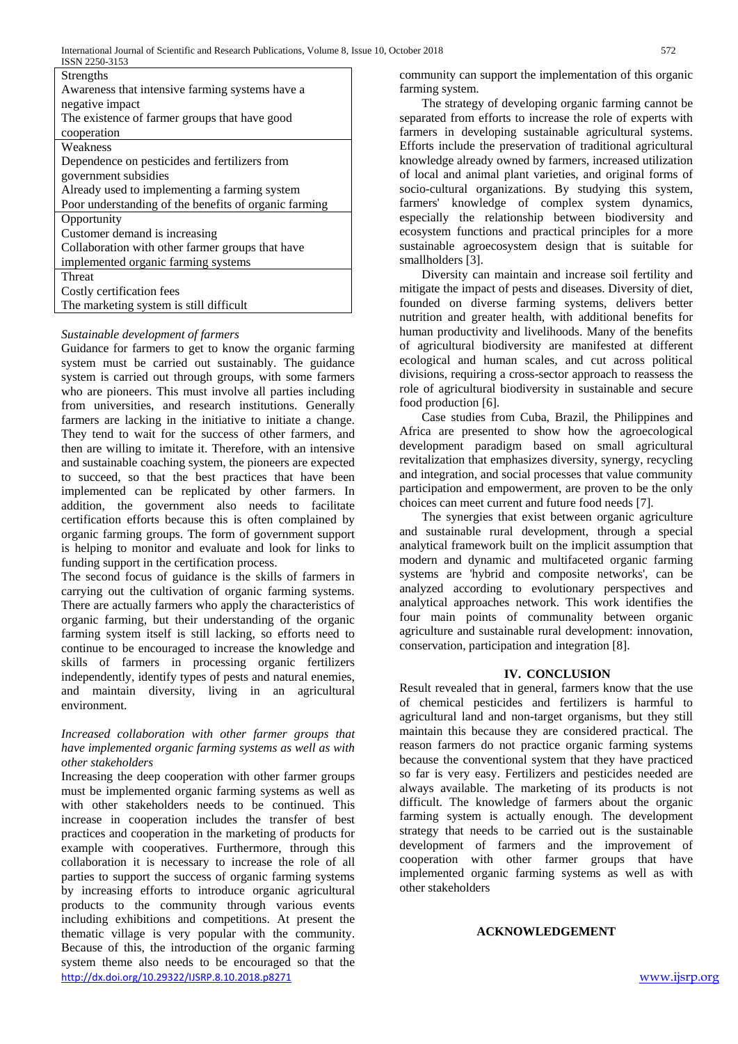| Strengths |
|---|
| Awareness that intensive farming systems have a negative impact |
| The existence of farmer groups that have good cooperation |
| **Weakness** |
| Dependence on pesticides and fertilizers from government subsidies |
| Already used to implementing a farming system |
| Poor understanding of the benefits of organic farming |
| **Opportunity** |
| Customer demand is increasing |
| Collaboration with other farmer groups that have implemented organic farming systems |
| **Threat** |
| Costly certification fees |
| The marketing system is still difficult |

*Sustainable development of farmers*

Guidance for farmers to get to know the organic farming system must be carried out sustainably. The guidance system is carried out through groups, with some farmers who are pioneers. This must involve all parties including from universities, and research institutions. Generally farmers are lacking in the initiative to initiate a change. They tend to wait for the success of other farmers, and then are willing to imitate it. Therefore, with an intensive and sustainable coaching system, the pioneers are expected to succeed, so that the best practices that have been implemented can be replicated by other farmers. In addition, the government also needs to facilitate certification efforts because this is often complained by organic farming groups. The form of government support is helping to monitor and evaluate and look for links to funding support in the certification process.

The second focus of guidance is the skills of farmers in carrying out the cultivation of organic farming systems. There are actually farmers who apply the characteristics of organic farming, but their understanding of the organic farming system itself is still lacking, so efforts need to continue to be encouraged to increase the knowledge and skills of farmers in processing organic fertilizers independently, identify types of pests and natural enemies, and maintain diversity, living in an agricultural environment.

*Increased collaboration with other farmer groups that have implemented organic farming systems as well as with other stakeholders*

Increasing the deep cooperation with other farmer groups must be implemented organic farming systems as well as with other stakeholders needs to be continued. This increase in cooperation includes the transfer of best practices and cooperation in the marketing of products for example with cooperatives. Furthermore, through this collaboration it is necessary to increase the role of all parties to support the success of organic farming systems by increasing efforts to introduce organic agricultural products to the community through various events including exhibitions and competitions. At present the thematic village is very popular with the community. Because of this, the introduction of the organic farming system theme also needs to be encouraged so that the community can support the implementation of this organic farming system.

The strategy of developing organic farming cannot be separated from efforts to increase the role of experts with farmers in developing sustainable agricultural systems. Efforts include the preservation of traditional agricultural knowledge already owned by farmers, increased utilization of local and animal plant varieties, and original forms of socio-cultural organizations. By studying this system, farmers' knowledge of complex system dynamics, especially the relationship between biodiversity and ecosystem functions and practical principles for a more sustainable agroecosystem design that is suitable for smallholders [3].

Diversity can maintain and increase soil fertility and mitigate the impact of pests and diseases. Diversity of diet, founded on diverse farming systems, delivers better nutrition and greater health, with additional benefits for human productivity and livelihoods. Many of the benefits of agricultural biodiversity are manifested at different ecological and human scales, and cut across political divisions, requiring a cross-sector approach to reassess the role of agricultural biodiversity in sustainable and secure food production [6].

Case studies from Cuba, Brazil, the Philippines and Africa are presented to show how the agroecological development paradigm based on small agricultural revitalization that emphasizes diversity, synergy, recycling and integration, and social processes that value community participation and empowerment, are proven to be the only choices can meet current and future food needs [7].

The synergies that exist between organic agriculture and sustainable rural development, through a special analytical framework built on the implicit assumption that modern and dynamic and multifaceted organic farming systems are 'hybrid and composite networks', can be analyzed according to evolutionary perspectives and analytical approaches network. This work identifies the four main points of communality between organic agriculture and sustainable rural development: innovation, conservation, participation and integration [8].

## IV. CONCLUSION

Result revealed that in general, farmers know that the use of chemical pesticides and fertilizers is harmful to agricultural land and non-target organisms, but they still maintain this because they are considered practical. The reason farmers do not practice organic farming systems because the conventional system that they have practiced so far is very easy. Fertilizers and pesticides needed are always available. The marketing of its products is not difficult. The knowledge of farmers about the organic farming system is actually enough. The development strategy that needs to be carried out is the sustainable development of farmers and the improvement of cooperation with other farmer groups that have implemented organic farming systems as well as with other stakeholders

## ACKNOWLEDGEMENT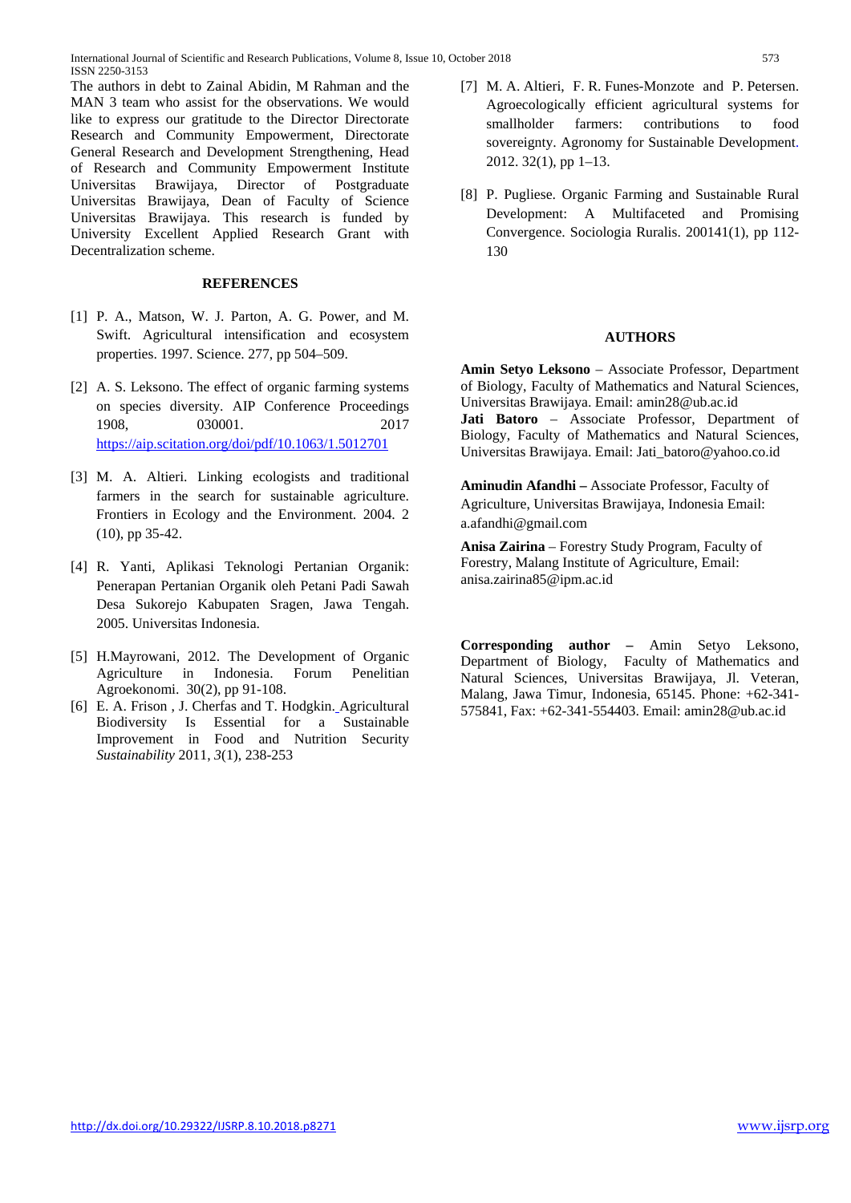The authors in debt to Zainal Abidin, M Rahman and the MAN 3 team who assist for the observations. We would like to express our gratitude to the Director Directorate Research and Community Empowerment, Directorate General Research and Development Strengthening, Head of Research and Community Empowerment Institute Universitas Brawijaya, Director of Postgraduate Universitas Brawijaya, Dean of Faculty of Science Universitas Brawijaya. This research is funded by University Excellent Applied Research Grant with Decentralization scheme.

## REFERENCES

[1] P. A., Matson, W. J. Parton, A. G. Power, and M. Swift. Agricultural intensification and ecosystem properties. 1997. Science. 277, pp 504–509.

[2] A. S. Leksono. The effect of organic farming systems on species diversity. AIP Conference Proceedings 1908, 030001. 2017 https://aip.scitation.org/doi/pdf/10.1063/1.5012701

[3] M. A. Altieri. Linking ecologists and traditional farmers in the search for sustainable agriculture. Frontiers in Ecology and the Environment. 2004. 2 (10), pp 35-42.

[4] R. Yanti, Aplikasi Teknologi Pertanian Organik: Penerapan Pertanian Organik oleh Petani Padi Sawah Desa Sukorejo Kabupaten Sragen, Jawa Tengah. 2005. Universitas Indonesia.

[5] H.Mayrowani, 2012. The Development of Organic Agriculture in Indonesia. Forum Penelitian Agroekonomi. 30(2), pp 91-108.

[6] E. A. Frison , J. Cherfas and T. Hodgkin. Agricultural Biodiversity Is Essential for a Sustainable Improvement in Food and Nutrition Security *Sustainability* 2011, *3*(1), 238-253

[7] M. A. Altieri, F. R. Funes-Monzote and P. Petersen. Agroecologically efficient agricultural systems for smallholder farmers: contributions to food sovereignty. Agronomy for Sustainable Development. 2012. 32(1), pp 1–13.

[8] P. Pugliese. Organic Farming and Sustainable Rural Development: A Multifaceted and Promising Convergence. Sociologia Ruralis. 200141(1), pp 112-130

## AUTHORS

**Amin Setyo Leksono** – Associate Professor, Department of Biology, Faculty of Mathematics and Natural Sciences, Universitas Brawijaya. Email: amin28@ub.ac.id

**Jati Batoro** – Associate Professor, Department of Biology, Faculty of Mathematics and Natural Sciences, Universitas Brawijaya. Email: Jati_batoro@yahoo.co.id

**Aminudin Afandhi –** Associate Professor, Faculty of Agriculture, Universitas Brawijaya, Indonesia Email: a.afandhi@gmail.com

**Anisa Zairina** – Forestry Study Program, Faculty of Forestry, Malang Institute of Agriculture, Email: anisa.zairina85@ipm.ac.id

**Corresponding author –** Amin Setyo Leksono, Department of Biology, Faculty of Mathematics and Natural Sciences, Universitas Brawijaya, Jl. Veteran, Malang, Jawa Timur, Indonesia, 65145. Phone: +62-341-575841, Fax: +62-341-554403. Email: amin28@ub.ac.id